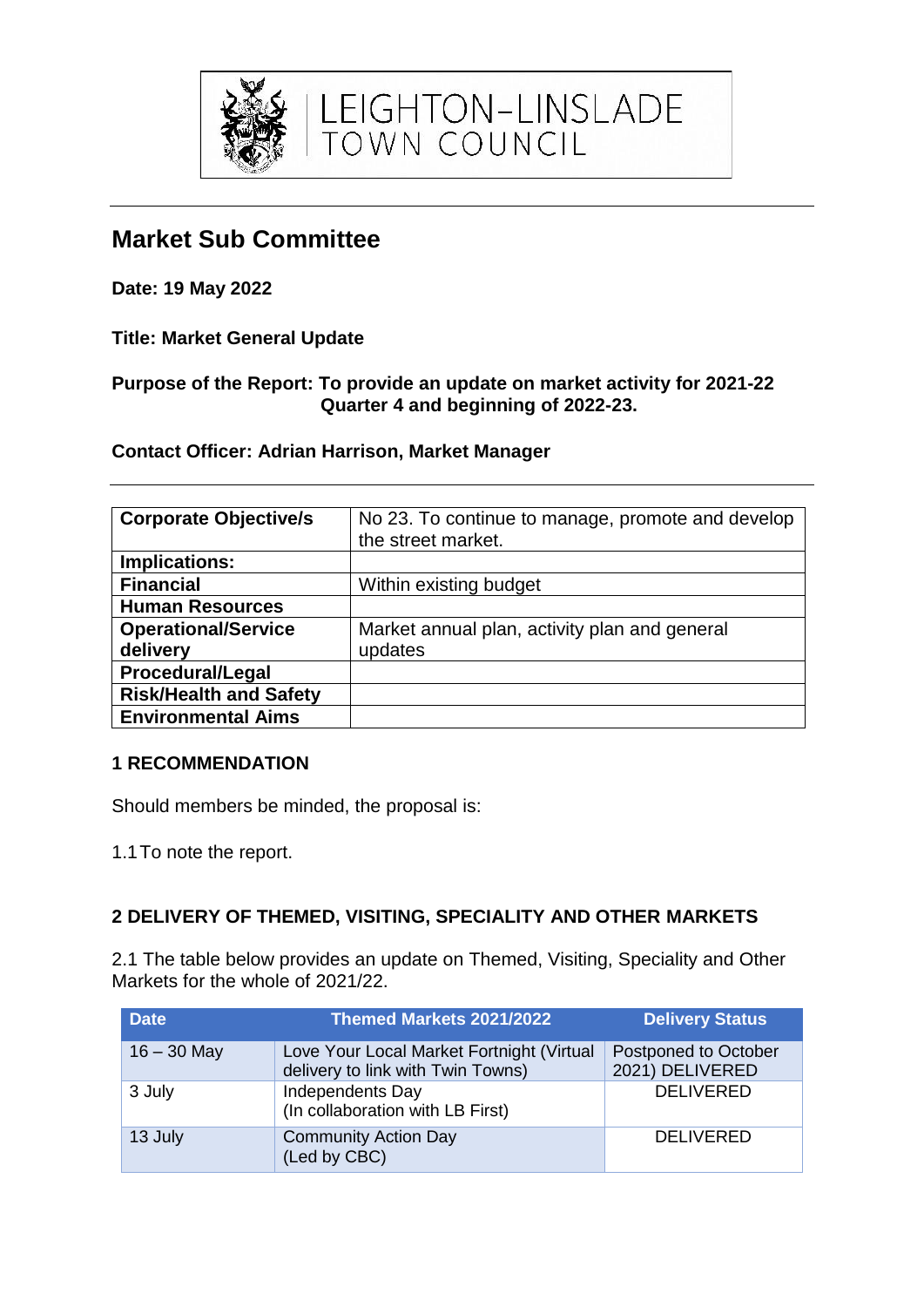LEIGHTON-LINSLADE TOWN COUNCIL

# Market Sub Committee

**Date: 19 May 2022**

**Title: Market General Update**

**Purpose of the Report: To provide an update on market activity for 2021-22 Quarter 4 and beginning of 2022-23.**

**Contact Officer: Adrian Harrison, Market Manager**

| **Corporate Objective/s** | No 23. To continue to manage, promote and develop the street market. |
|---|---|
| **Implications:** | |
| **Financial** | Within existing budget |
| **Human Resources** | |
| **Operational/Service delivery** | Market annual plan, activity plan and general updates |
| **Procedural/Legal** | |
| **Risk/Health and Safety** | |
| **Environmental Aims** | |

## 1 RECOMMENDATION

Should members be minded, the proposal is:

1.1 To note the report.

## 2 DELIVERY OF THEMED, VISITING, SPECIALITY AND OTHER MARKETS

2.1 The table below provides an update on Themed, Visiting, Speciality and Other Markets for the whole of 2021/22.

| Date | Themed Markets 2021/2022 | Delivery Status |
|---|---|---|
| 16 – 30 May | Love Your Local Market Fortnight (Virtual delivery to link with Twin Towns) | Postponed to October 2021) DELIVERED |
| 3 July | Independents Day (In collaboration with LB First) | DELIVERED |
| 13 July | Community Action Day (Led by CBC) | DELIVERED |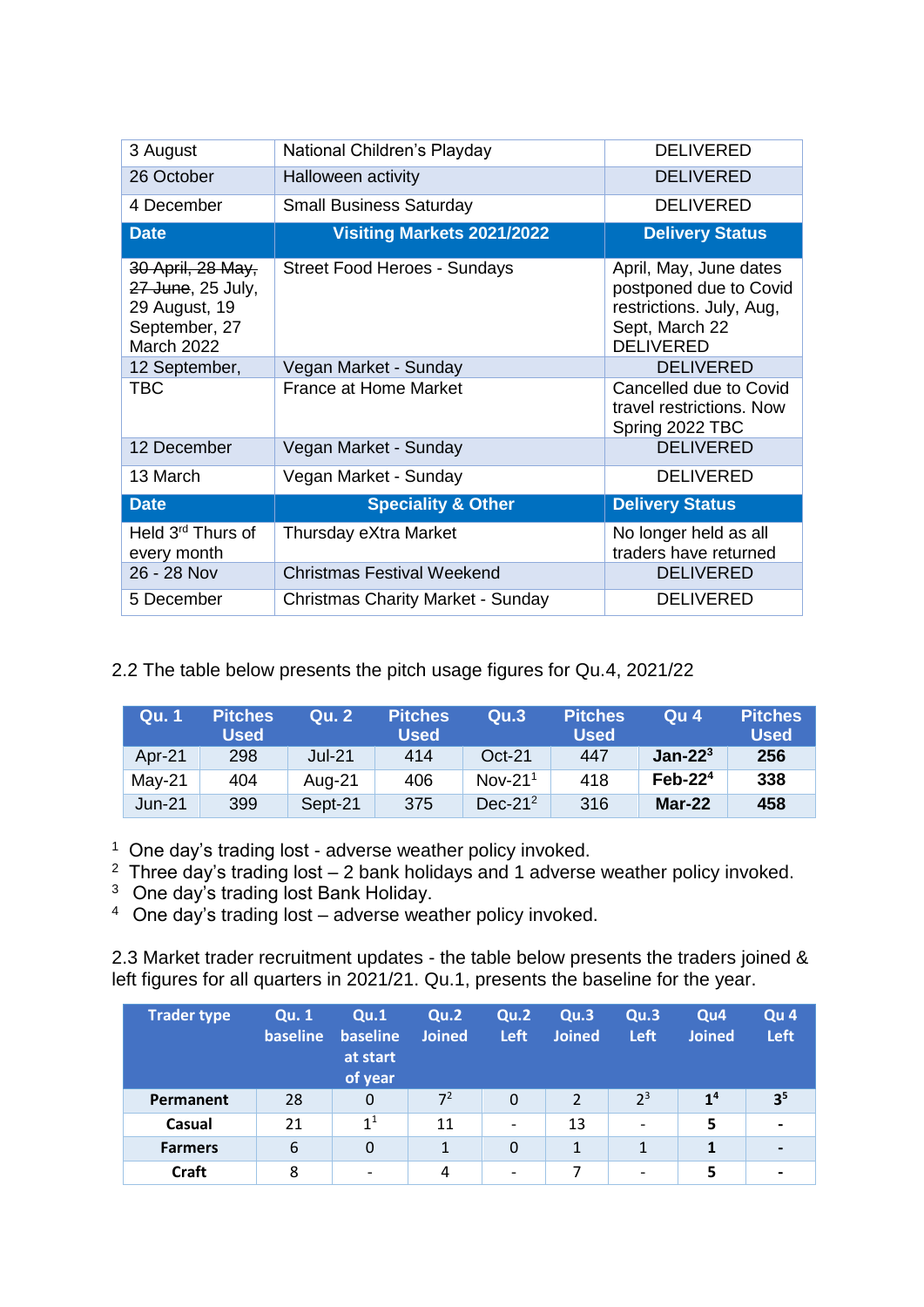| | | |
|---|---|---|
| 3 August | National Children's Playday | DELIVERED |
| 26 October | Halloween activity | DELIVERED |
| 4 December | Small Business Saturday | DELIVERED |
| **Date** | **Visiting Markets 2021/2022** | **Delivery Status** |
| ~~30 April, 28 May, 27 June~~, 25 July, 29 August, 19 September, 27 March 2022 | Street Food Heroes - Sundays | April, May, June dates postponed due to Covid restrictions. July, Aug, Sept, March 22 DELIVERED |
| 12 September, | Vegan Market - Sunday | DELIVERED |
| TBC | France at Home Market | Cancelled due to Covid travel restrictions. Now Spring 2022 TBC |
| 12 December | Vegan Market - Sunday | DELIVERED |
| 13 March | Vegan Market - Sunday | DELIVERED |
| **Date** | **Speciality & Other** | **Delivery Status** |
| Held 3rd Thurs of every month | Thursday eXtra Market | No longer held as all traders have returned |
| 26 - 28 Nov | Christmas Festival Weekend | DELIVERED |
| 5 December | Christmas Charity Market - Sunday | DELIVERED |

2.2 The table below presents the pitch usage figures for Qu.4, 2021/22

| Qu. 1 | Pitches Used | Qu. 2 | Pitches Used | Qu.3 | Pitches Used | Qu 4 | Pitches Used |
|---|---|---|---|---|---|---|---|
| Apr-21 | 298 | Jul-21 | 414 | Oct-21 | 447 | **Jan-22**[3] | **256** |
| May-21 | 404 | Aug-21 | 406 | Nov-21[1] | 418 | **Feb-22**[4] | **338** |
| Jun-21 | 399 | Sept-21 | 375 | Dec-21[2] | 316 | **Mar-22** | **458** |

[1] One day's trading lost - adverse weather policy invoked.
[2] Three day's trading lost – 2 bank holidays and 1 adverse weather policy invoked.
[3] One day's trading lost Bank Holiday.
[4] One day's trading lost – adverse weather policy invoked.

2.3 Market trader recruitment updates - the table below presents the traders joined & left figures for all quarters in 2021/21. Qu.1, presents the baseline for the year.

| Trader type | Qu. 1 baseline | Qu.1 baseline at start of year | Qu.2 Joined | Qu.2 Left | Qu.3 Joined | Qu.3 Left | Qu4 Joined | Qu 4 Left |
|---|---|---|---|---|---|---|---|---|
| **Permanent** | 28 | 0 | 7[2] | 0 | 2 | 2[3] | **1**[4] | **3**[5] |
| **Casual** | 21 | 1[1] | 11 | - | 13 | - | **5** | **-** |
| **Farmers** | 6 | 0 | 1 | 0 | 1 | 1 | **1** | **-** |
| **Craft** | 8 | - | 4 | - | 7 | - | **5** | **-** |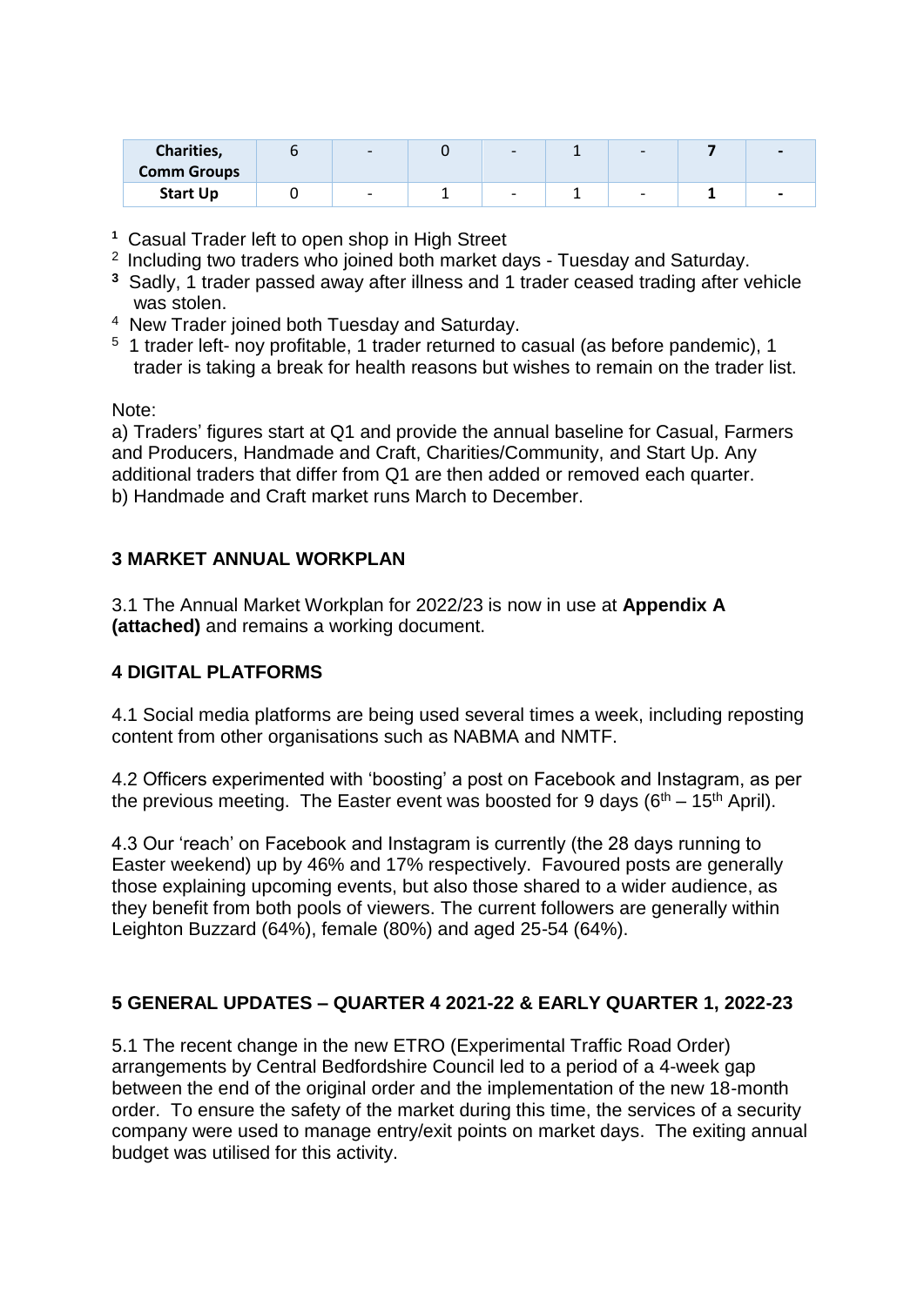| | | | | | | | | |
|---|---|---|---|---|---|---|---|---|
| **Charities, Comm Groups** | 6 | - | 0 | - | 1 | - | **7** | - |
| **Start Up** | 0 | - | 1 | - | 1 | - | **1** | - |

[1] Casual Trader left to open shop in High Street
[2] Including two traders who joined both market days - Tuesday and Saturday.
[3] Sadly, 1 trader passed away after illness and 1 trader ceased trading after vehicle was stolen.
[4] New Trader joined both Tuesday and Saturday.
[5] 1 trader left- noy profitable, 1 trader returned to casual (as before pandemic), 1 trader is taking a break for health reasons but wishes to remain on the trader list.

Note:
a) Traders' figures start at Q1 and provide the annual baseline for Casual, Farmers and Producers, Handmade and Craft, Charities/Community, and Start Up. Any additional traders that differ from Q1 are then added or removed each quarter.
b) Handmade and Craft market runs March to December.

## 3 MARKET ANNUAL WORKPLAN

3.1 The Annual Market Workplan for 2022/23 is now in use at **Appendix A (attached)** and remains a working document.

## 4 DIGITAL PLATFORMS

4.1 Social media platforms are being used several times a week, including reposting content from other organisations such as NABMA and NMTF.

4.2 Officers experimented with 'boosting' a post on Facebook and Instagram, as per the previous meeting. The Easter event was boosted for 9 days (6th – 15th April).

4.3 Our 'reach' on Facebook and Instagram is currently (the 28 days running to Easter weekend) up by 46% and 17% respectively. Favoured posts are generally those explaining upcoming events, but also those shared to a wider audience, as they benefit from both pools of viewers. The current followers are generally within Leighton Buzzard (64%), female (80%) and aged 25-54 (64%).

## 5 GENERAL UPDATES – QUARTER 4 2021-22 & EARLY QUARTER 1, 2022-23

5.1 The recent change in the new ETRO (Experimental Traffic Road Order) arrangements by Central Bedfordshire Council led to a period of a 4-week gap between the end of the original order and the implementation of the new 18-month order. To ensure the safety of the market during this time, the services of a security company were used to manage entry/exit points on market days. The exiting annual budget was utilised for this activity.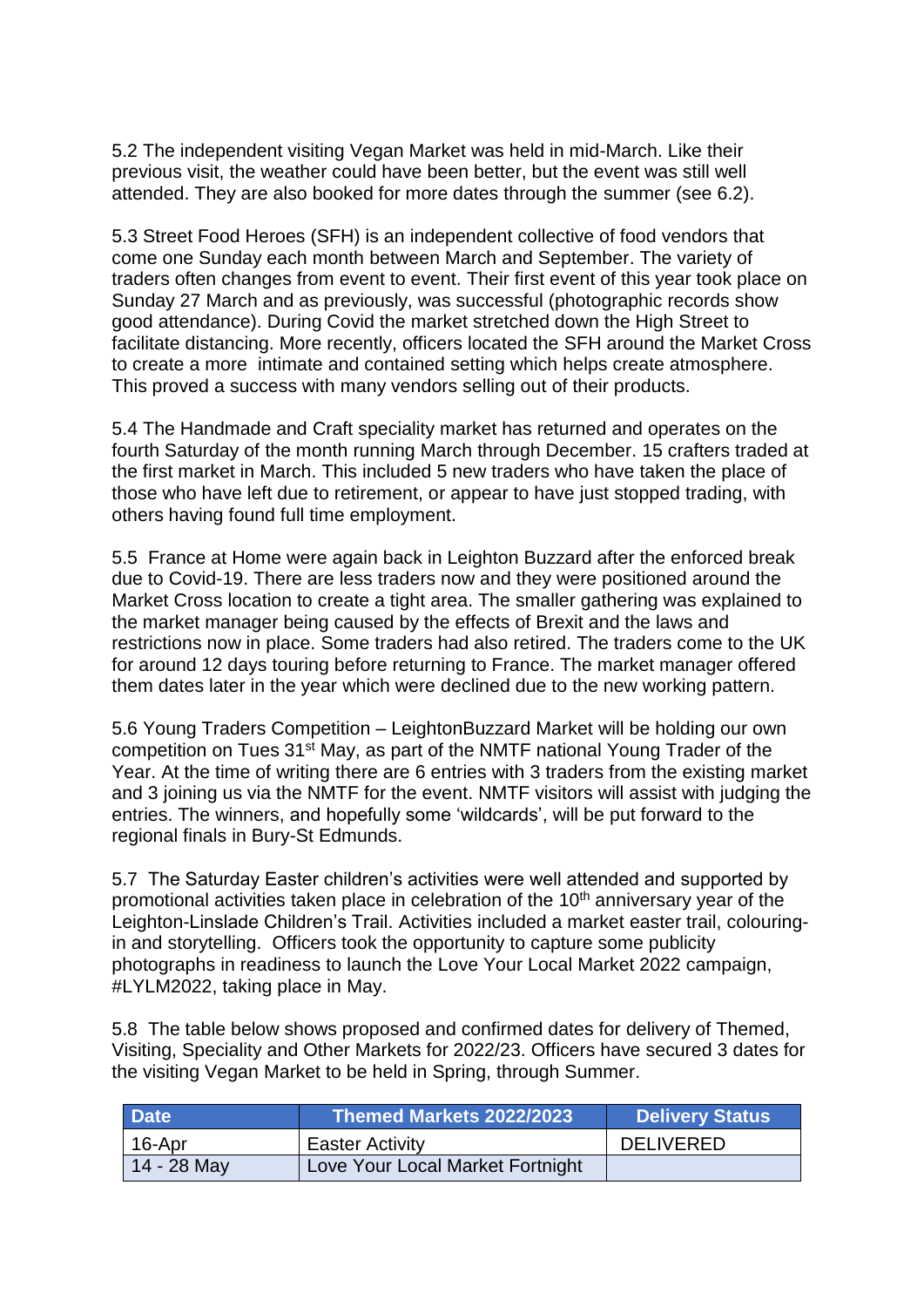5.2 The independent visiting Vegan Market was held in mid-March. Like their previous visit, the weather could have been better, but the event was still well attended. They are also booked for more dates through the summer (see 6.2).

5.3 Street Food Heroes (SFH) is an independent collective of food vendors that come one Sunday each month between March and September. The variety of traders often changes from event to event. Their first event of this year took place on Sunday 27 March and as previously, was successful (photographic records show good attendance). During Covid the market stretched down the High Street to facilitate distancing. More recently, officers located the SFH around the Market Cross to create a more intimate and contained setting which helps create atmosphere. This proved a success with many vendors selling out of their products.

5.4 The Handmade and Craft speciality market has returned and operates on the fourth Saturday of the month running March through December. 15 crafters traded at the first market in March. This included 5 new traders who have taken the place of those who have left due to retirement, or appear to have just stopped trading, with others having found full time employment.

5.5 France at Home were again back in Leighton Buzzard after the enforced break due to Covid-19. There are less traders now and they were positioned around the Market Cross location to create a tight area. The smaller gathering was explained to the market manager being caused by the effects of Brexit and the laws and restrictions now in place. Some traders had also retired. The traders come to the UK for around 12 days touring before returning to France. The market manager offered them dates later in the year which were declined due to the new working pattern.

5.6 Young Traders Competition – LeightonBuzzard Market will be holding our own competition on Tues 31st May, as part of the NMTF national Young Trader of the Year. At the time of writing there are 6 entries with 3 traders from the existing market and 3 joining us via the NMTF for the event. NMTF visitors will assist with judging the entries. The winners, and hopefully some 'wildcards', will be put forward to the regional finals in Bury-St Edmunds.

5.7 The Saturday Easter children's activities were well attended and supported by promotional activities taken place in celebration of the 10th anniversary year of the Leighton-Linslade Children's Trail. Activities included a market easter trail, colouring-in and storytelling. Officers took the opportunity to capture some publicity photographs in readiness to launch the Love Your Local Market 2022 campaign, #LYLM2022, taking place in May.

5.8 The table below shows proposed and confirmed dates for delivery of Themed, Visiting, Speciality and Other Markets for 2022/23. Officers have secured 3 dates for the visiting Vegan Market to be held in Spring, through Summer.

| Date | Themed Markets 2022/2023 | Delivery Status |
|---|---|---|
| 16-Apr | Easter Activity | DELIVERED |
| 14 - 28 May | Love Your Local Market Fortnight | |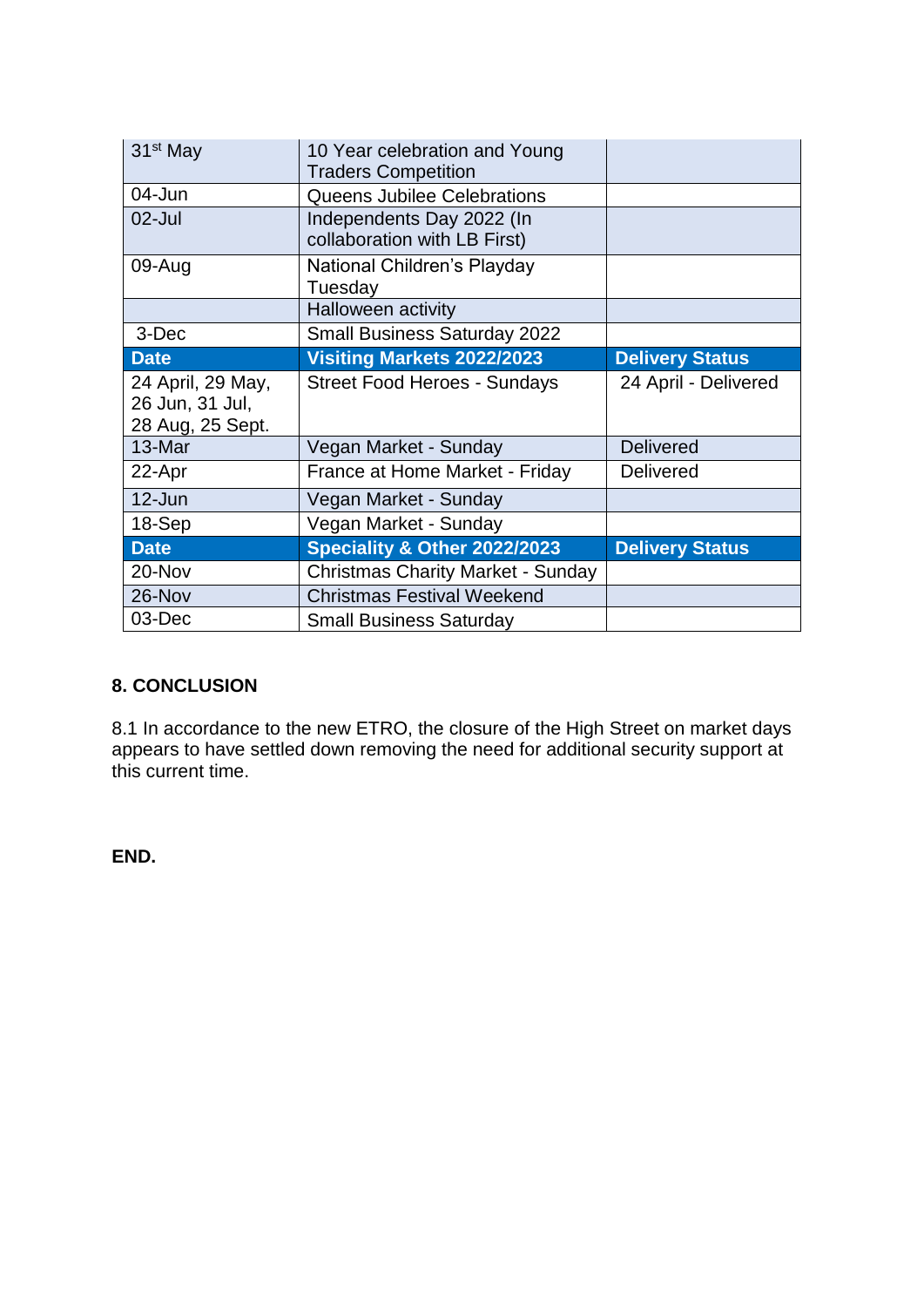| | | |
|---|---|---|
| 31st May | 10 Year celebration and Young Traders Competition | |
| 04-Jun | Queens Jubilee Celebrations | |
| 02-Jul | Independents Day 2022 (In collaboration with LB First) | |
| 09-Aug | National Children's Playday Tuesday | |
| | Halloween activity | |
| 3-Dec | Small Business Saturday 2022 | |
| **Date** | **Visiting Markets 2022/2023** | **Delivery Status** |
| 24 April, 29 May, 26 Jun, 31 Jul, 28 Aug, 25 Sept. | Street Food Heroes - Sundays | 24 April - Delivered |
| 13-Mar | Vegan Market - Sunday | Delivered |
| 22-Apr | France at Home Market - Friday | Delivered |
| 12-Jun | Vegan Market - Sunday | |
| 18-Sep | Vegan Market - Sunday | |
| **Date** | **Speciality & Other 2022/2023** | **Delivery Status** |
| 20-Nov | Christmas Charity Market - Sunday | |
| 26-Nov | Christmas Festival Weekend | |
| 03-Dec | Small Business Saturday | |

## 8. CONCLUSION

8.1 In accordance to the new ETRO, the closure of the High Street on market days appears to have settled down removing the need for additional security support at this current time.

**END.**